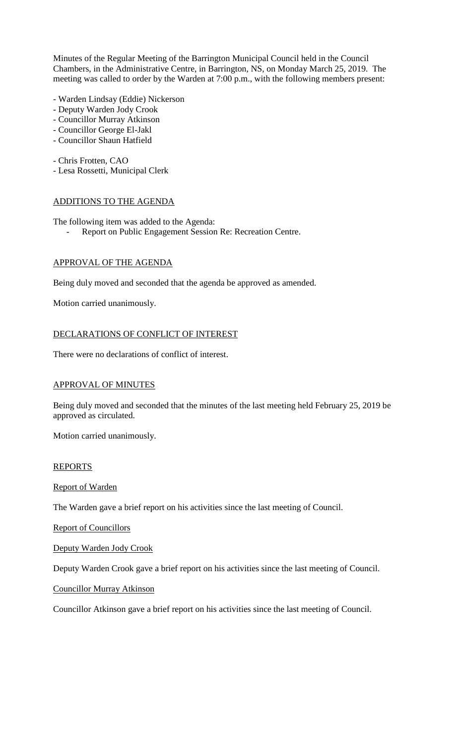Minutes of the Regular Meeting of the Barrington Municipal Council held in the Council Chambers, in the Administrative Centre, in Barrington, NS, on Monday March 25, 2019. The meeting was called to order by the Warden at 7:00 p.m., with the following members present:

- Warden Lindsay (Eddie) Nickerson
- Deputy Warden Jody Crook
- Councillor Murray Atkinson
- Councillor George El-Jakl
- Councillor Shaun Hatfield

- Chris Frotten, CAO
- Lesa Rossetti, Municipal Clerk

## ADDITIONS TO THE AGENDA

The following item was added to the Agenda:

- Report on Public Engagement Session Re: Recreation Centre.

## APPROVAL OF THE AGENDA

Being duly moved and seconded that the agenda be approved as amended.

Motion carried unanimously.

## DECLARATIONS OF CONFLICT OF INTEREST

There were no declarations of conflict of interest.

## APPROVAL OF MINUTES

Being duly moved and seconded that the minutes of the last meeting held February 25, 2019 be approved as circulated.

Motion carried unanimously.

## REPORTS

### Report of Warden

The Warden gave a brief report on his activities since the last meeting of Council.

### Report of Councillors

#### Deputy Warden Jody Crook

Deputy Warden Crook gave a brief report on his activities since the last meeting of Council.

#### Councillor Murray Atkinson

Councillor Atkinson gave a brief report on his activities since the last meeting of Council.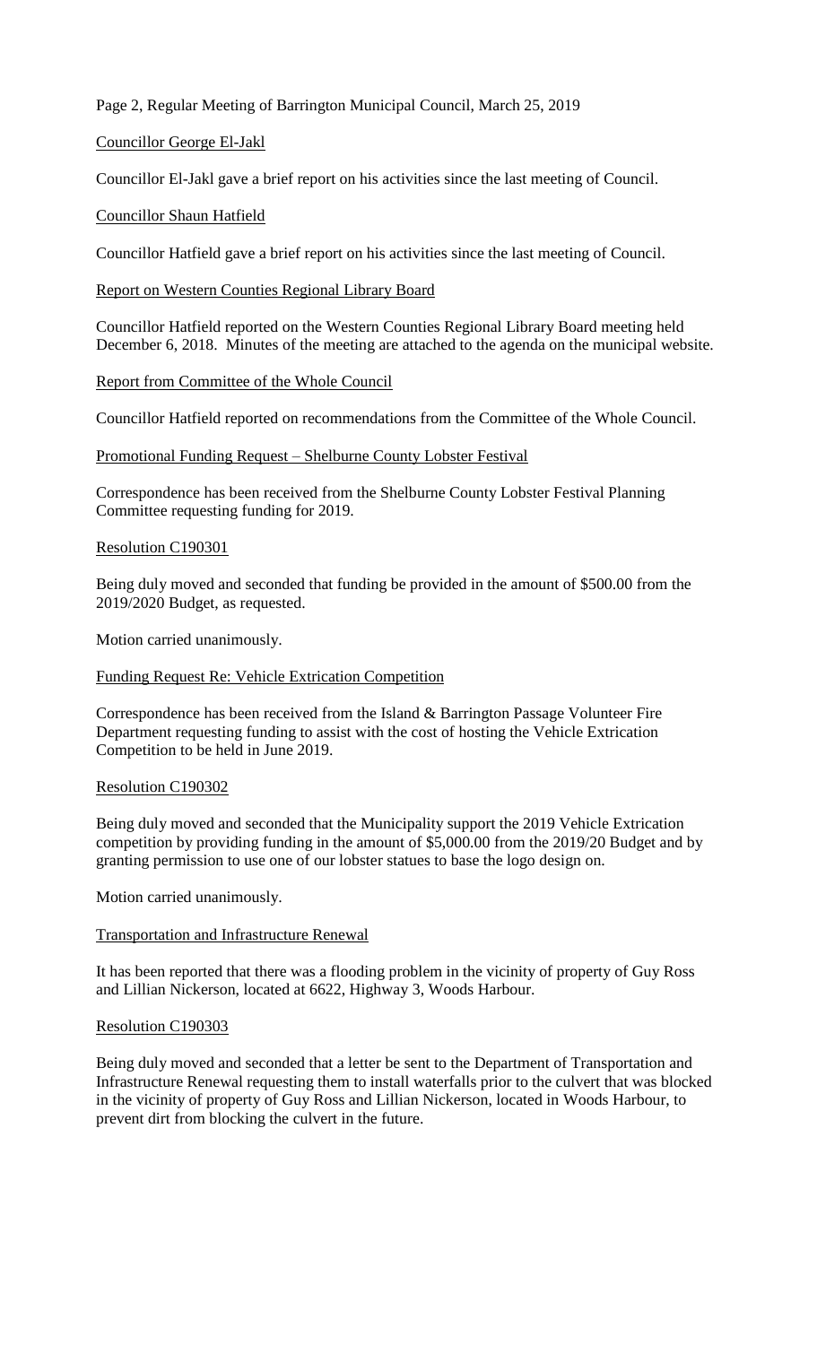Page 2, Regular Meeting of Barrington Municipal Council, March 25, 2019

Councillor George El-Jakl

Councillor El-Jakl gave a brief report on his activities since the last meeting of Council.

Councillor Shaun Hatfield

Councillor Hatfield gave a brief report on his activities since the last meeting of Council.

Report on Western Counties Regional Library Board

Councillor Hatfield reported on the Western Counties Regional Library Board meeting held December 6, 2018. Minutes of the meeting are attached to the agenda on the municipal website.

Report from Committee of the Whole Council

Councillor Hatfield reported on recommendations from the Committee of the Whole Council.

Promotional Funding Request – Shelburne County Lobster Festival

Correspondence has been received from the Shelburne County Lobster Festival Planning Committee requesting funding for 2019.

Resolution C190301

Being duly moved and seconded that funding be provided in the amount of $500.00 from the 2019/2020 Budget, as requested.

Motion carried unanimously.

Funding Request Re: Vehicle Extrication Competition

Correspondence has been received from the Island & Barrington Passage Volunteer Fire Department requesting funding to assist with the cost of hosting the Vehicle Extrication Competition to be held in June 2019.

Resolution C190302

Being duly moved and seconded that the Municipality support the 2019 Vehicle Extrication competition by providing funding in the amount of $5,000.00 from the 2019/20 Budget and by granting permission to use one of our lobster statues to base the logo design on.

Motion carried unanimously.

Transportation and Infrastructure Renewal

It has been reported that there was a flooding problem in the vicinity of property of Guy Ross and Lillian Nickerson, located at 6622, Highway 3, Woods Harbour.

Resolution C190303

Being duly moved and seconded that a letter be sent to the Department of Transportation and Infrastructure Renewal requesting them to install waterfalls prior to the culvert that was blocked in the vicinity of property of Guy Ross and Lillian Nickerson, located in Woods Harbour, to prevent dirt from blocking the culvert in the future.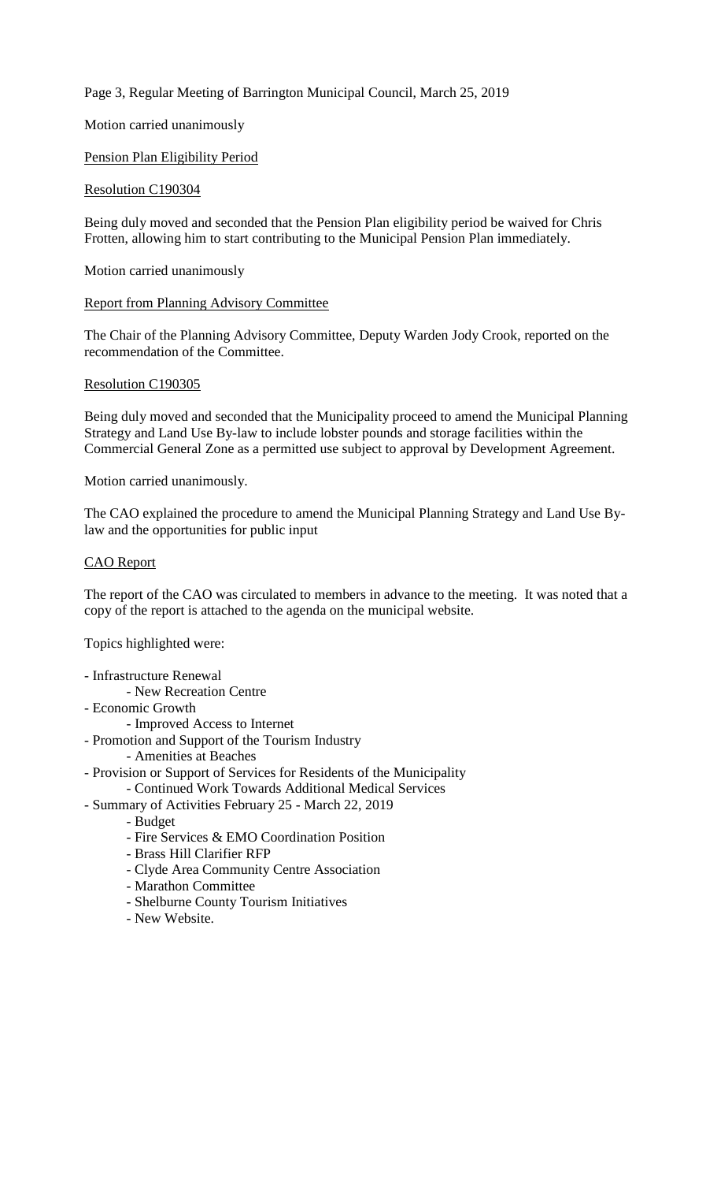Motion carried unanimously

Pension Plan Eligibility Period

Resolution C190304

Being duly moved and seconded that the Pension Plan eligibility period be waived for Chris Frotten, allowing him to start contributing to the Municipal Pension Plan immediately.

Motion carried unanimously

Report from Planning Advisory Committee

The Chair of the Planning Advisory Committee, Deputy Warden Jody Crook, reported on the recommendation of the Committee.

Resolution C190305

Being duly moved and seconded that the Municipality proceed to amend the Municipal Planning Strategy and Land Use By-law to include lobster pounds and storage facilities within the Commercial General Zone as a permitted use subject to approval by Development Agreement.

Motion carried unanimously.

The CAO explained the procedure to amend the Municipal Planning Strategy and Land Use By-law and the opportunities for public input

CAO Report

The report of the CAO was circulated to members in advance to the meeting. It was noted that a copy of the report is attached to the agenda on the municipal website.

Topics highlighted were:

- Infrastructure Renewal
    - New Recreation Centre
- Economic Growth
    - Improved Access to Internet
- Promotion and Support of the Tourism Industry
    - Amenities at Beaches
- Provision or Support of Services for Residents of the Municipality
    - Continued Work Towards Additional Medical Services
- Summary of Activities February 25 - March 22, 2019
    - Budget
    - Fire Services & EMO Coordination Position
    - Brass Hill Clarifier RFP
    - Clyde Area Community Centre Association
    - Marathon Committee
    - Shelburne County Tourism Initiatives
    - New Website.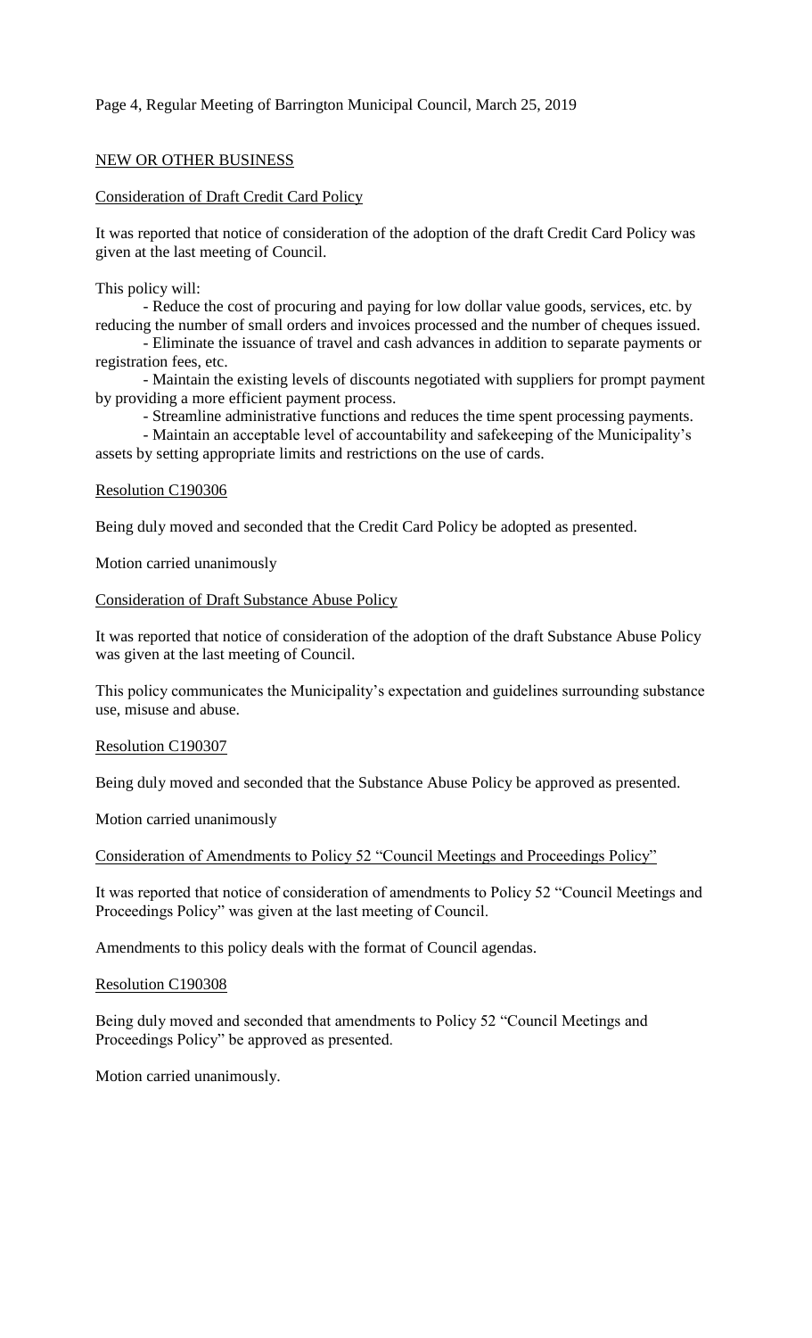## NEW OR OTHER BUSINESS

### Consideration of Draft Credit Card Policy

It was reported that notice of consideration of the adoption of the draft Credit Card Policy was given at the last meeting of Council.

This policy will:

- Reduce the cost of procuring and paying for low dollar value goods, services, etc. by reducing the number of small orders and invoices processed and the number of cheques issued.
- Eliminate the issuance of travel and cash advances in addition to separate payments or registration fees, etc.
- Maintain the existing levels of discounts negotiated with suppliers for prompt payment by providing a more efficient payment process.
- Streamline administrative functions and reduces the time spent processing payments.
- Maintain an acceptable level of accountability and safekeeping of the Municipality's assets by setting appropriate limits and restrictions on the use of cards.

#### Resolution C190306

Being duly moved and seconded that the Credit Card Policy be adopted as presented.

Motion carried unanimously

### Consideration of Draft Substance Abuse Policy

It was reported that notice of consideration of the adoption of the draft Substance Abuse Policy was given at the last meeting of Council.

This policy communicates the Municipality's expectation and guidelines surrounding substance use, misuse and abuse.

#### Resolution C190307

Being duly moved and seconded that the Substance Abuse Policy be approved as presented.

Motion carried unanimously

### Consideration of Amendments to Policy 52 "Council Meetings and Proceedings Policy"

It was reported that notice of consideration of amendments to Policy 52 "Council Meetings and Proceedings Policy" was given at the last meeting of Council.

Amendments to this policy deals with the format of Council agendas.

#### Resolution C190308

Being duly moved and seconded that amendments to Policy 52 "Council Meetings and Proceedings Policy" be approved as presented.

Motion carried unanimously.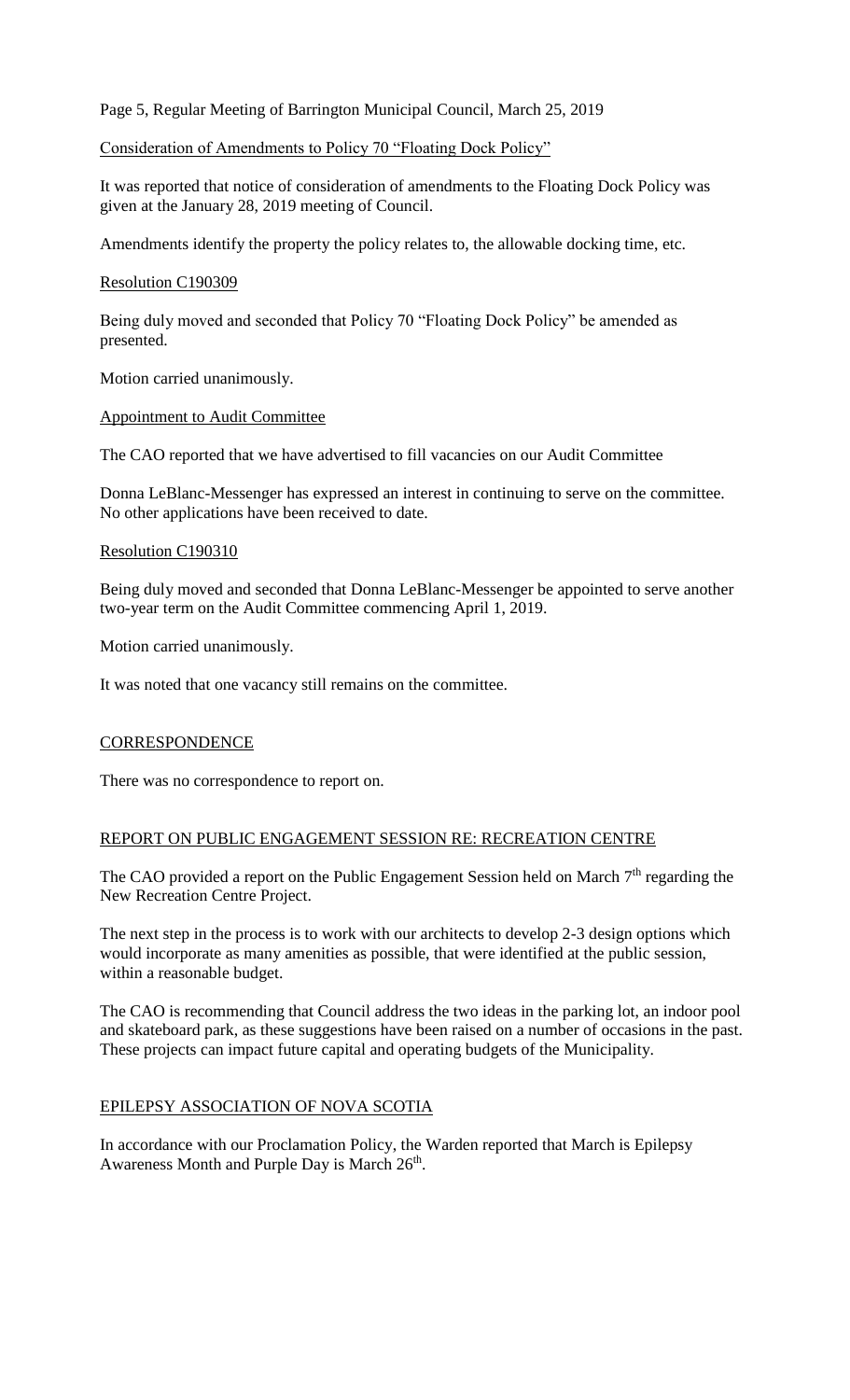Page 5, Regular Meeting of Barrington Municipal Council, March 25, 2019

Consideration of Amendments to Policy 70 "Floating Dock Policy"

It was reported that notice of consideration of amendments to the Floating Dock Policy was given at the January 28, 2019 meeting of Council.

Amendments identify the property the policy relates to, the allowable docking time, etc.

Resolution C190309

Being duly moved and seconded that Policy 70 "Floating Dock Policy" be amended as presented.

Motion carried unanimously.

Appointment to Audit Committee

The CAO reported that we have advertised to fill vacancies on our Audit Committee

Donna LeBlanc-Messenger has expressed an interest in continuing to serve on the committee. No other applications have been received to date.

Resolution C190310

Being duly moved and seconded that Donna LeBlanc-Messenger be appointed to serve another two-year term on the Audit Committee commencing April 1, 2019.

Motion carried unanimously.

It was noted that one vacancy still remains on the committee.

## CORRESPONDENCE

There was no correspondence to report on.

## REPORT ON PUBLIC ENGAGEMENT SESSION RE: RECREATION CENTRE

The CAO provided a report on the Public Engagement Session held on March 7th regarding the New Recreation Centre Project.

The next step in the process is to work with our architects to develop 2-3 design options which would incorporate as many amenities as possible, that were identified at the public session, within a reasonable budget.

The CAO is recommending that Council address the two ideas in the parking lot, an indoor pool and skateboard park, as these suggestions have been raised on a number of occasions in the past. These projects can impact future capital and operating budgets of the Municipality.

## EPILEPSY ASSOCIATION OF NOVA SCOTIA

In accordance with our Proclamation Policy, the Warden reported that March is Epilepsy Awareness Month and Purple Day is March 26th.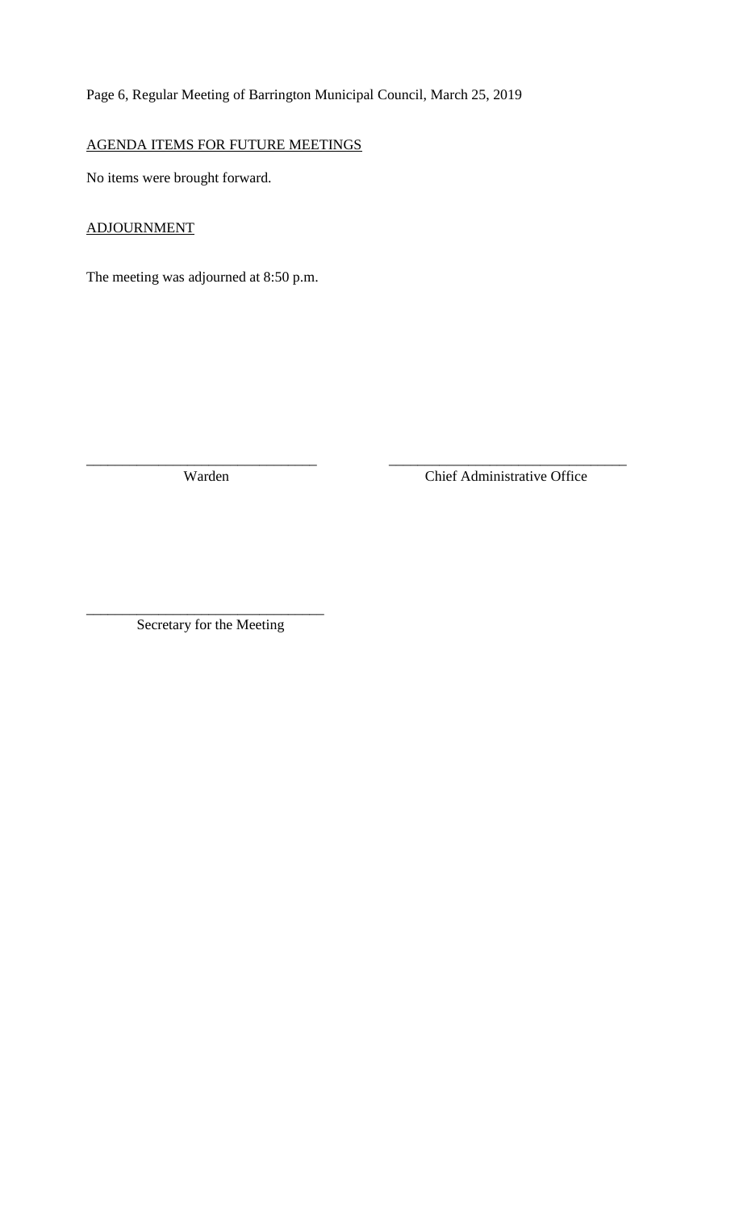Page 6, Regular Meeting of Barrington Municipal Council, March 25, 2019

AGENDA ITEMS FOR FUTURE MEETINGS

No items were brought forward.

ADJOURNMENT

The meeting was adjourned at 8:50 p.m.

_______________________________ Warden

_______________________________ Chief Administrative Office

_______________________________ Secretary for the Meeting